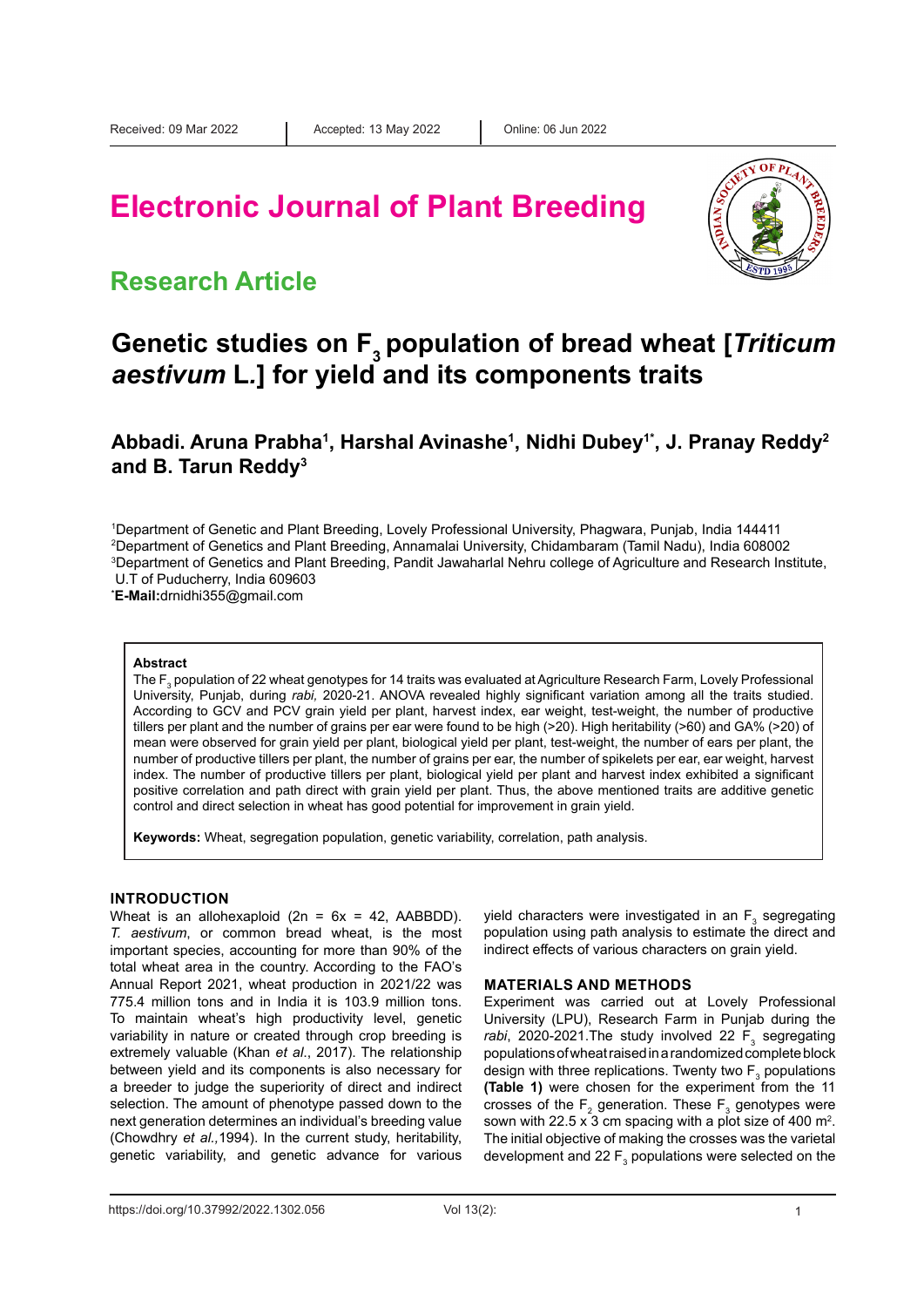Received: 09 Mar 2022 | Accepted: 13 May 2022 | Online: 06 Jun 2022

# Electronic Journal of Plant Breeding

## Research Article

# Genetic studies on $F_3$ population of bread wheat [*Triticum aestivum* L.] for yield and its components traits

**Abbadi. Aruna Prabha[1], Harshal Avinashe[1], Nidhi Dubey[1*], J. Pranay Reddy[2] and B. Tarun Reddy[3]**

[1]Department of Genetic and Plant Breeding, Lovely Professional University, Phagwara, Punjab, India 144411
[2]Department of Genetics and Plant Breeding, Annamalai University, Chidambaram (Tamil Nadu), India 608002
[3]Department of Genetics and Plant Breeding, Pandit Jawaharlal Nehru college of Agriculture and Research Institute, U.T of Puducherry, India 609603
[*]**E-Mail:**drnidhi355@gmail.com

**Abstract**

The $F_3$ population of 22 wheat genotypes for 14 traits was evaluated at Agriculture Research Farm, Lovely Professional University, Punjab, during *rabi,* 2020-21. ANOVA revealed highly significant variation among all the traits studied. According to GCV and PCV grain yield per plant, harvest index, ear weight, test-weight, the number of productive tillers per plant and the number of grains per ear were found to be high (>20). High heritability (>60) and GA% (>20) of mean were observed for grain yield per plant, biological yield per plant, test-weight, the number of ears per plant, the number of productive tillers per plant, the number of grains per ear, the number of spikelets per ear, ear weight, harvest index. The number of productive tillers per plant, biological yield per plant and harvest index exhibited a significant positive correlation and path direct with grain yield per plant. Thus, the above mentioned traits are additive genetic control and direct selection in wheat has good potential for improvement in grain yield.

**Keywords:** Wheat, segregation population, genetic variability, correlation, path analysis.

## INTRODUCTION

Wheat is an allohexaploid (2n = 6x = 42, AABBDD). *T. aestivum*, or common bread wheat, is the most important species, accounting for more than 90% of the total wheat area in the country. According to the FAO's Annual Report 2021, wheat production in 2021/22 was 775.4 million tons and in India it is 103.9 million tons. To maintain wheat's high productivity level, genetic variability in nature or created through crop breeding is extremely valuable (Khan *et al*., 2017). The relationship between yield and its components is also necessary for a breeder to judge the superiority of direct and indirect selection. The amount of phenotype passed down to the next generation determines an individual's breeding value (Chowdhry *et al.,*1994). In the current study, heritability, genetic variability, and genetic advance for various yield characters were investigated in an $F_3$ segregating population using path analysis to estimate the direct and indirect effects of various characters on grain yield.

## MATERIALS AND METHODS

Experiment was carried out at Lovely Professional University (LPU), Research Farm in Punjab during the *rabi*, 2020-2021.The study involved 22 $F_3$ segregating populations of wheat raised in a randomized complete block design with three replications. Twenty two $F_3$ populations **(Table 1)** were chosen for the experiment from the 11 crosses of the $F_2$ generation. These $F_3$ genotypes were sown with 22.5 x 3 cm spacing with a plot size of 400 $m^2$. The initial objective of making the crosses was the varietal development and 22 $F_3$ populations were selected on the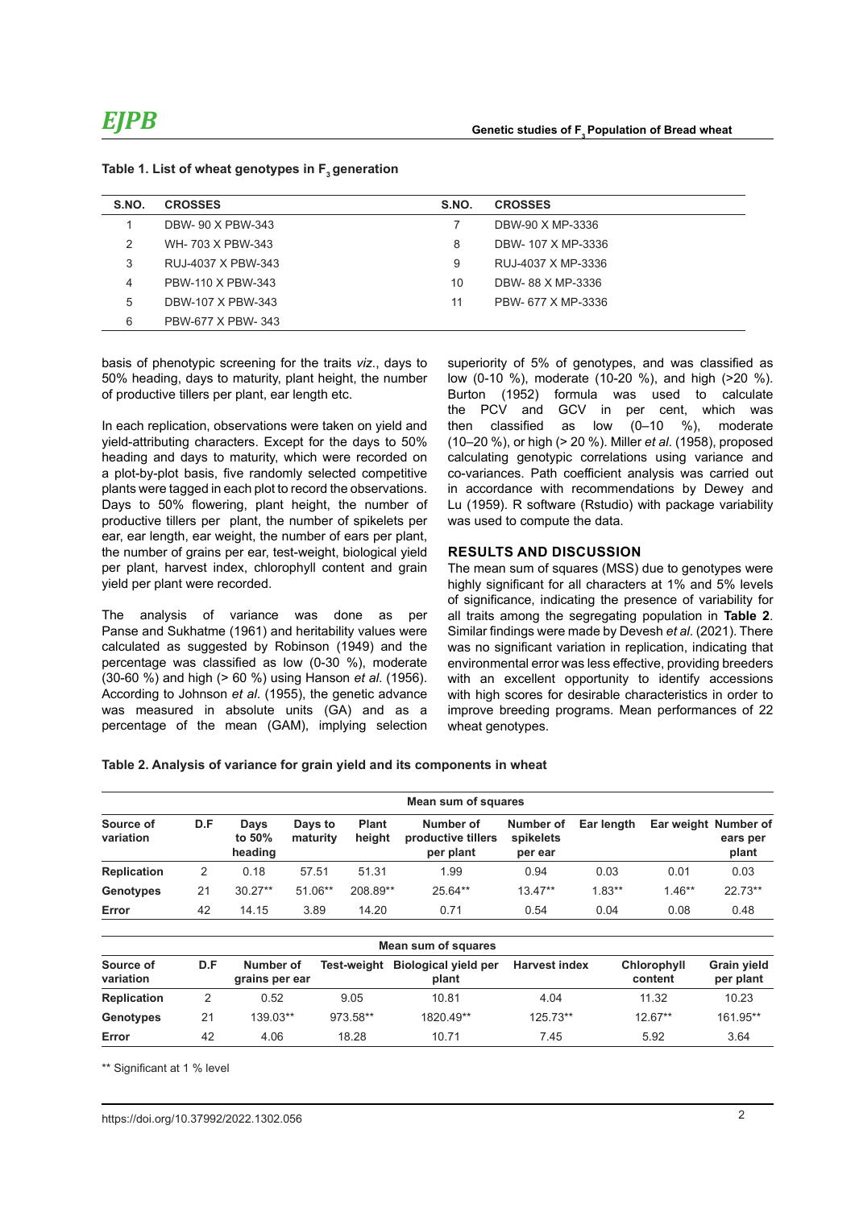**Table 1. List of wheat genotypes in $F_3$ generation**

| S.NO. | CROSSES | S.NO. | CROSSES |
|---|---|---|---|
| 1 | DBW- 90 X PBW-343 | 7 | DBW-90 X MP-3336 |
| 2 | WH- 703 X PBW-343 | 8 | DBW- 107 X MP-3336 |
| 3 | RUJ-4037 X PBW-343 | 9 | RUJ-4037 X MP-3336 |
| 4 | PBW-110 X PBW-343 | 10 | DBW- 88 X MP-3336 |
| 5 | DBW-107 X PBW-343 | 11 | PBW- 677 X MP-3336 |
| 6 | PBW-677 X PBW- 343 | | |

basis of phenotypic screening for the traits *viz*., days to 50% heading, days to maturity, plant height, the number of productive tillers per plant, ear length etc.

In each replication, observations were taken on yield and yield-attributing characters. Except for the days to 50% heading and days to maturity, which were recorded on a plot-by-plot basis, five randomly selected competitive plants were tagged in each plot to record the observations. Days to 50% flowering, plant height, the number of productive tillers per plant, the number of spikelets per ear, ear length, ear weight, the number of ears per plant, the number of grains per ear, test-weight, biological yield per plant, harvest index, chlorophyll content and grain yield per plant were recorded.

The analysis of variance was done as per Panse and Sukhatme (1961) and heritability values were calculated as suggested by Robinson (1949) and the percentage was classified as low (0-30 %), moderate (30-60 %) and high (> 60 %) using Hanson *et al*. (1956). According to Johnson *et al*. (1955), the genetic advance was measured in absolute units (GA) and as a percentage of the mean (GAM), implying selection superiority of 5% of genotypes, and was classified as low (0-10 %), moderate (10-20 %), and high (>20 %). Burton (1952) formula was used to calculate the PCV and GCV in per cent, which was then classified as low (0–10 %), moderate (10–20 %), or high (> 20 %). Miller *et al*. (1958), proposed calculating genotypic correlations using variance and co-variances. Path coefficient analysis was carried out in accordance with recommendations by Dewey and Lu (1959). R software (Rstudio) with package variability was used to compute the data.

## RESULTS AND DISCUSSION

The mean sum of squares (MSS) due to genotypes were highly significant for all characters at 1% and 5% levels of significance, indicating the presence of variability for all traits among the segregating population in **Table 2**. Similar findings were made by Devesh *et al*. (2021). There was no significant variation in replication, indicating that environmental error was less effective, providing breeders with an excellent opportunity to identify accessions with high scores for desirable characteristics in order to improve breeding programs. Mean performances of 22 wheat genotypes.

**Table 2. Analysis of variance for grain yield and its components in wheat**

| Source of variation | D.F | Mean sum of squares | | | | | | | |
|---|---|---|---|---|---|---|---|---|---|
| | | Days to 50% heading | Days to maturity | Plant height | Number of productive tillers per plant | Number of spikelets per ear | Ear length | Ear weight | Number of ears per plant |
| Replication | 2 | 0.18 | 57.51 | 51.31 | 1.99 | 0.94 | 0.03 | 0.01 | 0.03 |
| Genotypes | 21 | 30.27** | 51.06** | 208.89** | 25.64** | 13.47** | 1.83** | 1.46** | 22.73** |
| Error | 42 | 14.15 | 3.89 | 14.20 | 0.71 | 0.54 | 0.04 | 0.08 | 0.48 |

| Source of variation | D.F | Mean sum of squares | | | | | |
|---|---|---|---|---|---|---|---|
| | | Number of grains per ear | Test-weight | Biological yield per plant | Harvest index | Chlorophyll content | Grain yield per plant |
| Replication | 2 | 0.52 | 9.05 | 10.81 | 4.04 | 11.32 | 10.23 |
| Genotypes | 21 | 139.03** | 973.58** | 1820.49** | 125.73** | 12.67** | 161.95** |
| Error | 42 | 4.06 | 18.28 | 10.71 | 7.45 | 5.92 | 3.64 |

** Significant at 1 % level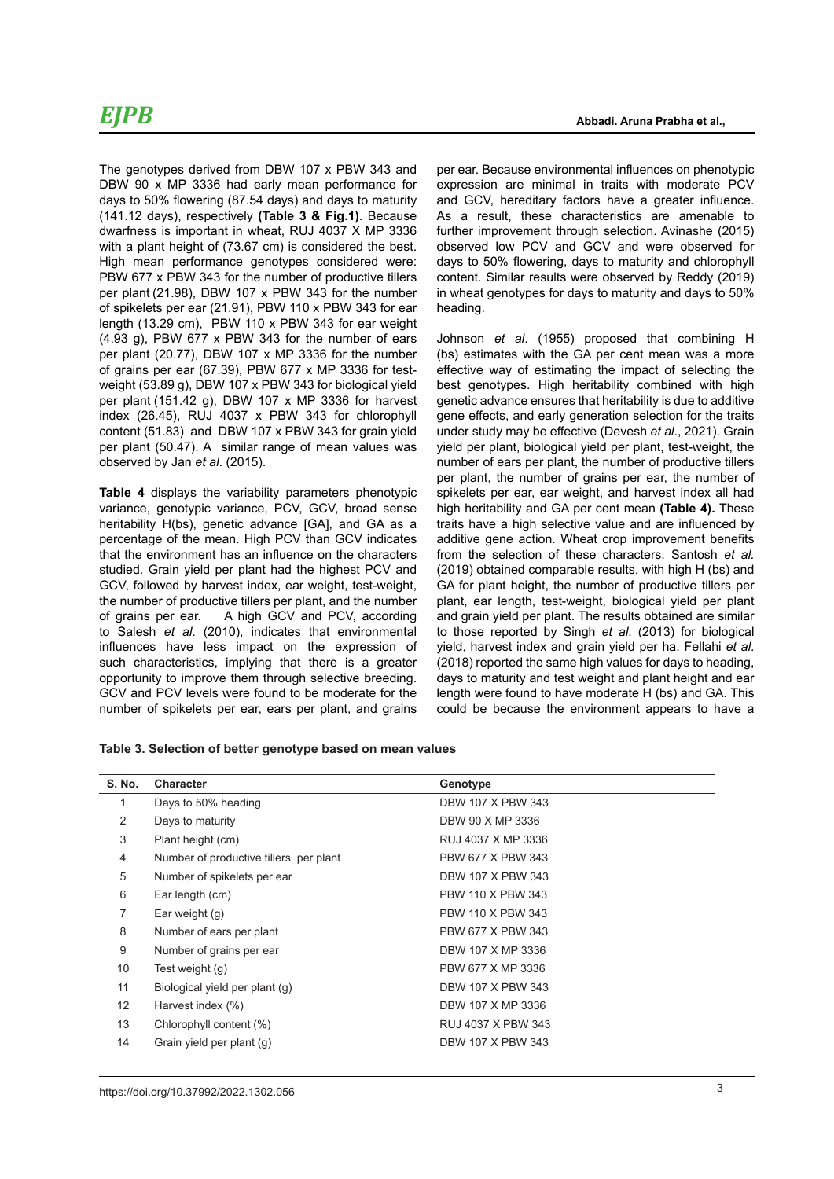The genotypes derived from DBW 107 x PBW 343 and DBW 90 x MP 3336 had early mean performance for days to 50% flowering (87.54 days) and days to maturity (141.12 days), respectively **(Table 3 & Fig.1)**. Because dwarfness is important in wheat, RUJ 4037 X MP 3336 with a plant height of (73.67 cm) is considered the best. High mean performance genotypes considered were: PBW 677 x PBW 343 for the number of productive tillers per plant (21.98), DBW 107 x PBW 343 for the number of spikelets per ear (21.91), PBW 110 x PBW 343 for ear length (13.29 cm), PBW 110 x PBW 343 for ear weight (4.93 g), PBW 677 x PBW 343 for the number of ears per plant (20.77), DBW 107 x MP 3336 for the number of grains per ear (67.39), PBW 677 x MP 3336 for test-weight (53.89 g), DBW 107 x PBW 343 for biological yield per plant (151.42 g), DBW 107 x MP 3336 for harvest index (26.45), RUJ 4037 x PBW 343 for chlorophyll content (51.83) and DBW 107 x PBW 343 for grain yield per plant (50.47). A similar range of mean values was observed by Jan *et al*. (2015).

**Table 4** displays the variability parameters phenotypic variance, genotypic variance, PCV, GCV, broad sense heritability H(bs), genetic advance [GA], and GA as a percentage of the mean. High PCV than GCV indicates that the environment has an influence on the characters studied. Grain yield per plant had the highest PCV and GCV, followed by harvest index, ear weight, test-weight, the number of productive tillers per plant, and the number of grains per ear. A high GCV and PCV, according to Salesh *et al*. (2010), indicates that environmental influences have less impact on the expression of such characteristics, implying that there is a greater opportunity to improve them through selective breeding. GCV and PCV levels were found to be moderate for the number of spikelets per ear, ears per plant, and grains per ear. Because environmental influences on phenotypic expression are minimal in traits with moderate PCV and GCV, hereditary factors have a greater influence. As a result, these characteristics are amenable to further improvement through selection. Avinashe (2015) observed low PCV and GCV and were observed for days to 50% flowering, days to maturity and chlorophyll content. Similar results were observed by Reddy (2019) in wheat genotypes for days to maturity and days to 50% heading.

Johnson *et al*. (1955) proposed that combining H (bs) estimates with the GA per cent mean was a more effective way of estimating the impact of selecting the best genotypes. High heritability combined with high genetic advance ensures that heritability is due to additive gene effects, and early generation selection for the traits under study may be effective (Devesh *et al*., 2021). Grain yield per plant, biological yield per plant, test-weight, the number of ears per plant, the number of productive tillers per plant, the number of grains per ear, the number of spikelets per ear, ear weight, and harvest index all had high heritability and GA per cent mean **(Table 4).** These traits have a high selective value and are influenced by additive gene action. Wheat crop improvement benefits from the selection of these characters. Santosh *et al.* (2019) obtained comparable results, with high H (bs) and GA for plant height, the number of productive tillers per plant, ear length, test-weight, biological yield per plant and grain yield per plant. The results obtained are similar to those reported by Singh *et al*. (2013) for biological yield, harvest index and grain yield per ha. Fellahi *et al.* (2018) reported the same high values for days to heading, days to maturity and test weight and plant height and ear length were found to have moderate H (bs) and GA. This could be because the environment appears to have a

**Table 3. Selection of better genotype based on mean values**

| S. No. | Character | Genotype |
|---|---|---|
| 1 | Days to 50% heading | DBW 107 X PBW 343 |
| 2 | Days to maturity | DBW 90 X MP 3336 |
| 3 | Plant height (cm) | RUJ 4037 X MP 3336 |
| 4 | Number of productive tillers per plant | PBW 677 X PBW 343 |
| 5 | Number of spikelets per ear | DBW 107 X PBW 343 |
| 6 | Ear length (cm) | PBW 110 X PBW 343 |
| 7 | Ear weight (g) | PBW 110 X PBW 343 |
| 8 | Number of ears per plant | PBW 677 X PBW 343 |
| 9 | Number of grains per ear | DBW 107 X MP 3336 |
| 10 | Test weight (g) | PBW 677 X MP 3336 |
| 11 | Biological yield per plant (g) | DBW 107 X PBW 343 |
| 12 | Harvest index (%) | DBW 107 X MP 3336 |
| 13 | Chlorophyll content (%) | RUJ 4037 X PBW 343 |
| 14 | Grain yield per plant (g) | DBW 107 X PBW 343 |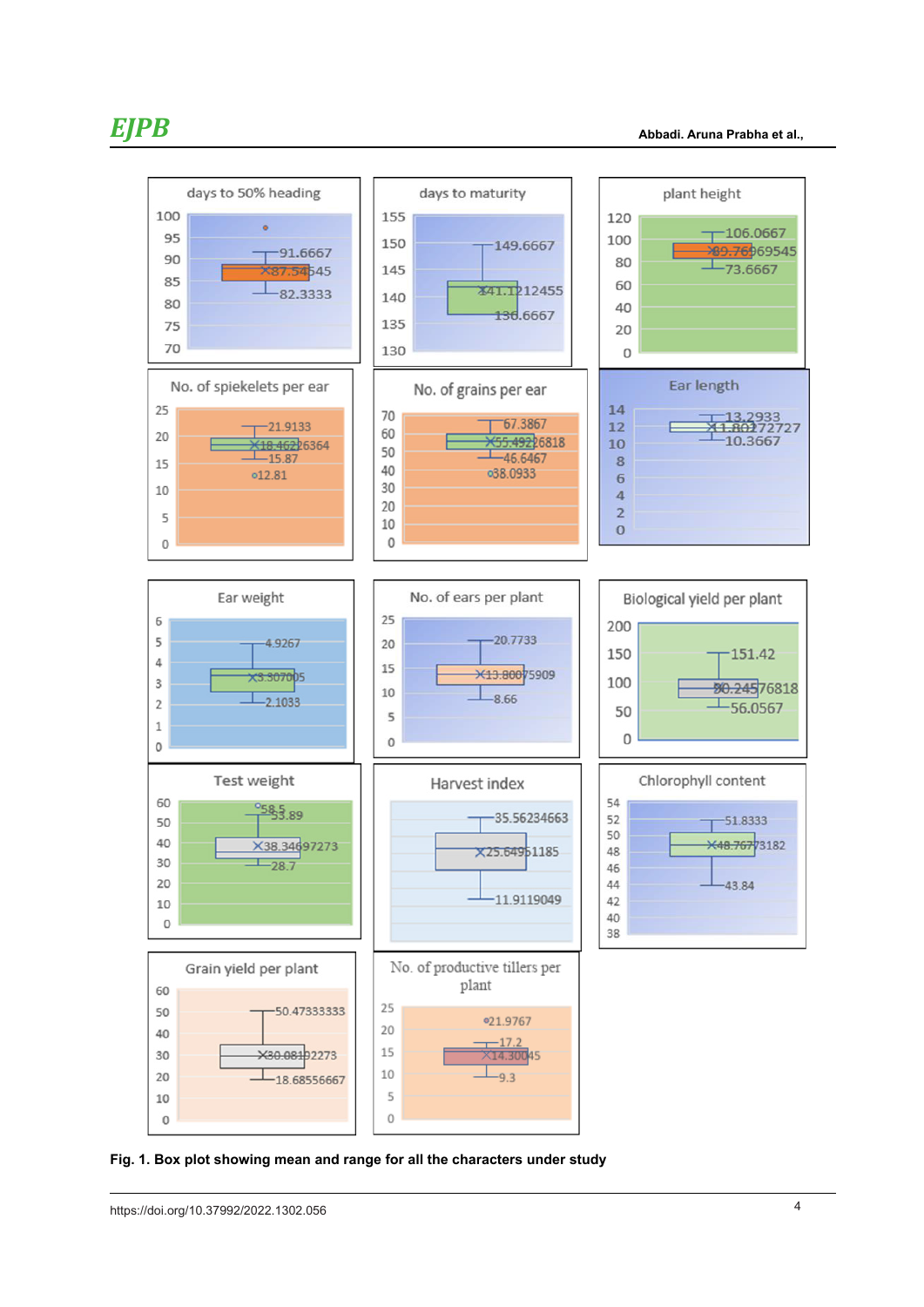Fig. 1. Box plot showing mean and range for all the characters under study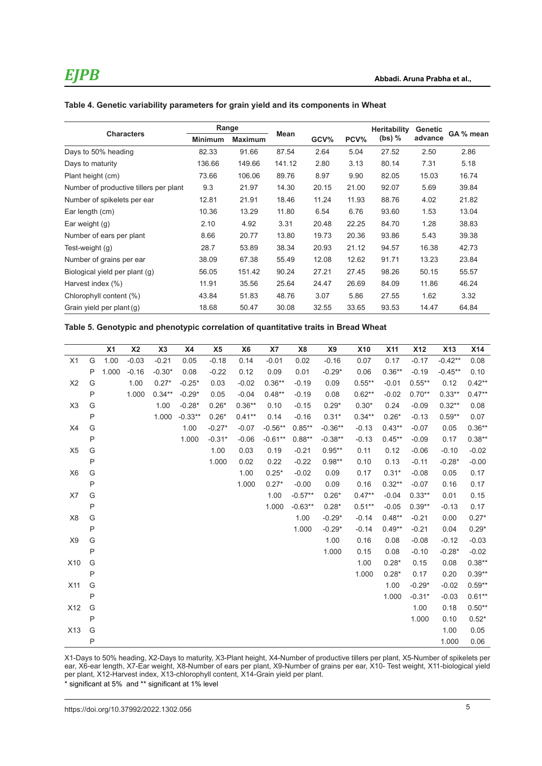**Table 4. Genetic variability parameters for grain yield and its components in Wheat**

| Characters | Range | | Mean | GCV% | PCV% | Heritability (bs) % | Genetic advance | GA % mean |
|---|---|---|---|---|---|---|---|---|
| | Minimum | Maximum | | | | | | |
| Days to 50% heading | 82.33 | 91.66 | 87.54 | 2.64 | 5.04 | 27.52 | 2.50 | 2.86 |
| Days to maturity | 136.66 | 149.66 | 141.12 | 2.80 | 3.13 | 80.14 | 7.31 | 5.18 |
| Plant height (cm) | 73.66 | 106.06 | 89.76 | 8.97 | 9.90 | 82.05 | 15.03 | 16.74 |
| Number of productive tillers per plant | 9.3 | 21.97 | 14.30 | 20.15 | 21.00 | 92.07 | 5.69 | 39.84 |
| Number of spikelets per ear | 12.81 | 21.91 | 18.46 | 11.24 | 11.93 | 88.76 | 4.02 | 21.82 |
| Ear length (cm) | 10.36 | 13.29 | 11.80 | 6.54 | 6.76 | 93.60 | 1.53 | 13.04 |
| Ear weight (g) | 2.10 | 4.92 | 3.31 | 20.48 | 22.25 | 84.70 | 1.28 | 38.83 |
| Number of ears per plant | 8.66 | 20.77 | 13.80 | 19.73 | 20.36 | 93.86 | 5.43 | 39.38 |
| Test-weight (g) | 28.7 | 53.89 | 38.34 | 20.93 | 21.12 | 94.57 | 16.38 | 42.73 |
| Number of grains per ear | 38.09 | 67.38 | 55.49 | 12.08 | 12.62 | 91.71 | 13.23 | 23.84 |
| Biological yield per plant (g) | 56.05 | 151.42 | 90.24 | 27.21 | 27.45 | 98.26 | 50.15 | 55.57 |
| Harvest index (%) | 11.91 | 35.56 | 25.64 | 24.47 | 26.69 | 84.09 | 11.86 | 46.24 |
| Chlorophyll content (%) | 43.84 | 51.83 | 48.76 | 3.07 | 5.86 | 27.55 | 1.62 | 3.32 |
| Grain yield per plant (g) | 18.68 | 50.47 | 30.08 | 32.55 | 33.65 | 93.53 | 14.47 | 64.84 |

**Table 5. Genotypic and phenotypic correlation of quantitative traits in Bread Wheat**

| | | X1 | X2 | X3 | X4 | X5 | X6 | X7 | X8 | X9 | X10 | X11 | X12 | X13 | X14 |
|---|---|---|---|---|---|---|---|---|---|---|---|---|---|---|---|
| X1 | G | 1.00 | -0.03 | -0.21 | 0.05 | -0.18 | 0.14 | -0.01 | 0.02 | -0.16 | 0.07 | 0.17 | -0.17 | -0.42** | 0.08 |
| | P | 1.000 | -0.16 | -0.30* | 0.08 | -0.22 | 0.12 | 0.09 | 0.01 | -0.29* | 0.06 | 0.36** | -0.19 | -0.45** | 0.10 |
| X2 | G | | 1.00 | 0.27* | -0.25* | 0.03 | -0.02 | 0.36** | -0.19 | 0.09 | 0.55** | -0.01 | 0.55** | 0.12 | 0.42** |
| | P | | 1.000 | 0.34** | -0.29* | 0.05 | -0.04 | 0.48** | -0.19 | 0.08 | 0.62** | -0.02 | 0.70** | 0.33** | 0.47** |
| X3 | G | | | 1.00 | -0.28* | 0.26* | 0.36** | 0.10 | -0.15 | 0.29* | 0.30* | 0.24 | -0.09 | 0.32** | 0.08 |
| | P | | | 1.000 | -0.33** | 0.26* | 0.41** | 0.14 | -0.16 | 0.31* | 0.34** | 0.26* | -0.13 | 0.59** | 0.07 |
| X4 | G | | | | 1.00 | -0.27* | -0.07 | -0.56** | 0.85** | -0.36** | -0.13 | 0.43** | -0.07 | 0.05 | 0.36** |
| | P | | | | 1.000 | -0.31* | -0.06 | -0.61** | 0.88** | -0.38** | -0.13 | 0.45** | -0.09 | 0.17 | 0.38** |
| X5 | G | | | | | 1.00 | 0.03 | 0.19 | -0.21 | 0.95** | 0.11 | 0.12 | -0.06 | -0.10 | -0.02 |
| | P | | | | | 1.000 | 0.02 | 0.22 | -0.22 | 0.98** | 0.10 | 0.13 | -0.11 | -0.28* | -0.00 |
| X6 | G | | | | | | 1.00 | 0.25* | -0.02 | 0.09 | 0.17 | 0.31* | -0.08 | 0.05 | 0.17 |
| | P | | | | | | 1.000 | 0.27* | -0.00 | 0.09 | 0.16 | 0.32** | -0.07 | 0.16 | 0.17 |
| X7 | G | | | | | | | 1.00 | -0.57** | 0.26* | 0.47** | -0.04 | 0.33** | 0.01 | 0.15 |
| | P | | | | | | | 1.000 | -0.63** | 0.28* | 0.51** | -0.05 | 0.39** | -0.13 | 0.17 |
| X8 | G | | | | | | | | 1.00 | -0.29* | -0.14 | 0.48** | -0.21 | 0.00 | 0.27* |
| | P | | | | | | | | 1.000 | -0.29* | -0.14 | 0.49** | -0.21 | 0.04 | 0.29* |
| X9 | G | | | | | | | | | 1.00 | 0.16 | 0.08 | -0.08 | -0.12 | -0.03 |
| | P | | | | | | | | | 1.000 | 0.15 | 0.08 | -0.10 | -0.28* | -0.02 |
| X10 | G | | | | | | | | | | 1.00 | 0.28* | 0.15 | 0.08 | 0.38** |
| | P | | | | | | | | | | 1.000 | 0.28* | 0.17 | 0.20 | 0.39** |
| X11 | G | | | | | | | | | | | 1.00 | -0.29* | -0.02 | 0.59** |
| | P | | | | | | | | | | | 1.000 | -0.31* | -0.03 | 0.61** |
| X12 | G | | | | | | | | | | | | 1.00 | 0.18 | 0.50** |
| | P | | | | | | | | | | | | 1.000 | 0.10 | 0.52* |
| X13 | G | | | | | | | | | | | | | 1.00 | 0.05 |
| | P | | | | | | | | | | | | | 1.000 | 0.06 |

X1-Days to 50% heading, X2-Days to maturity, X3-Plant height, X4-Number of productive tillers per plant, X5-Number of spikelets per ear, X6-ear length, X7-Ear weight, X8-Number of ears per plant, X9-Number of grains per ear, X10- Test weight, X11-biological yield per plant, X12-Harvest index, X13-chlorophyll content, X14-Grain yield per plant.

* significant at 5% and ** significant at 1% level

https://doi.org/10.37992/2022.1302.056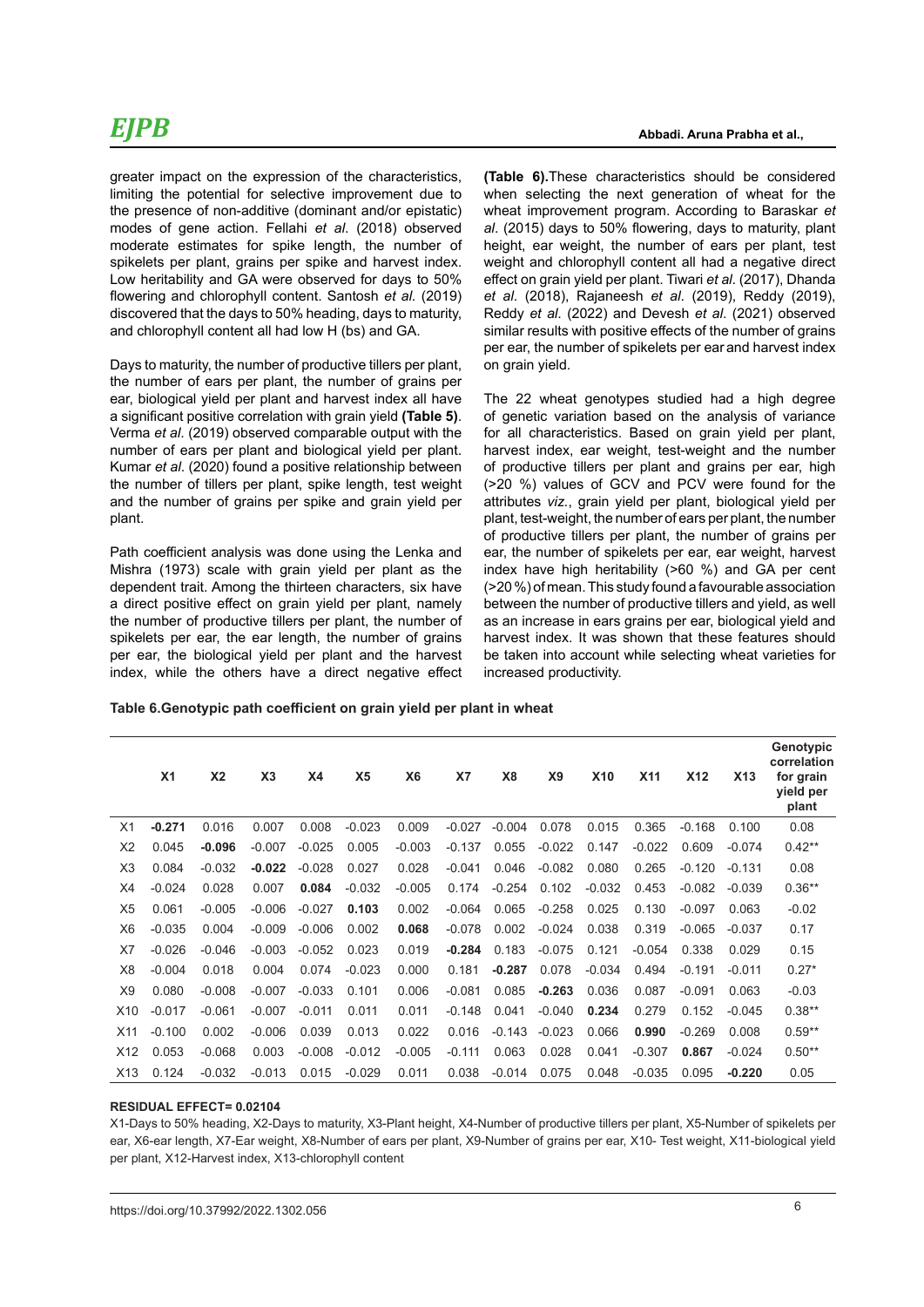greater impact on the expression of the characteristics, limiting the potential for selective improvement due to the presence of non-additive (dominant and/or epistatic) modes of gene action. Fellahi *et al.* (2018) observed moderate estimates for spike length, the number of spikelets per plant, grains per spike and harvest index. Low heritability and GA were observed for days to 50% flowering and chlorophyll content. Santosh *et al.* (2019) discovered that the days to 50% heading, days to maturity, and chlorophyll content all had low H (bs) and GA.

Days to maturity, the number of productive tillers per plant, the number of ears per plant, the number of grains per ear, biological yield per plant and harvest index all have a significant positive correlation with grain yield **(Table 5)**. Verma *et al*. (2019) observed comparable output with the number of ears per plant and biological yield per plant. Kumar *et al*. (2020) found a positive relationship between the number of tillers per plant, spike length, test weight and the number of grains per spike and grain yield per plant.

Path coefficient analysis was done using the Lenka and Mishra (1973) scale with grain yield per plant as the dependent trait. Among the thirteen characters, six have a direct positive effect on grain yield per plant, namely the number of productive tillers per plant, the number of spikelets per ear, the ear length, the number of grains per ear, the biological yield per plant and the harvest index, while the others have a direct negative effect **(Table 6).**These characteristics should be considered when selecting the next generation of wheat for the wheat improvement program. According to Baraskar *et al*. (2015) days to 50% flowering, days to maturity, plant height, ear weight, the number of ears per plant, test weight and chlorophyll content all had a negative direct effect on grain yield per plant. Tiwari *et al*. (2017), Dhanda *et al*. (2018), Rajaneesh *et al*. (2019), Reddy (2019), Reddy *et al*. (2022) and Devesh *et al*. (2021) observed similar results with positive effects of the number of grains per ear, the number of spikelets per ear and harvest index on grain yield.

The 22 wheat genotypes studied had a high degree of genetic variation based on the analysis of variance for all characteristics. Based on grain yield per plant, harvest index, ear weight, test-weight and the number of productive tillers per plant and grains per ear, high (>20 %) values of GCV and PCV were found for the attributes *viz.*, grain yield per plant, biological yield per plant, test-weight, the number of ears per plant, the number of productive tillers per plant, the number of grains per ear, the number of spikelets per ear, ear weight, harvest index have high heritability (>60 %) and GA per cent (>20 %) of mean. This study found a favourable association between the number of productive tillers and yield, as well as an increase in ears grains per ear, biological yield and harvest index. It was shown that these features should be taken into account while selecting wheat varieties for increased productivity.

**Table 6.Genotypic path coefficient on grain yield per plant in wheat**

| | X1 | X2 | X3 | X4 | X5 | X6 | X7 | X8 | X9 | X10 | X11 | X12 | X13 | Genotypic correlation for grain yield per plant |
|---|---|---|---|---|---|---|---|---|---|---|---|---|---|---|
| X1 | **-0.271** | 0.016 | 0.007 | 0.008 | -0.023 | 0.009 | -0.027 | -0.004 | 0.078 | 0.015 | 0.365 | -0.168 | 0.100 | 0.08 |
| X2 | 0.045 | **-0.096** | -0.007 | -0.025 | 0.005 | -0.003 | -0.137 | 0.055 | -0.022 | 0.147 | -0.022 | 0.609 | -0.074 | 0.42** |
| X3 | 0.084 | -0.032 | **-0.022** | -0.028 | 0.027 | 0.028 | -0.041 | 0.046 | -0.082 | 0.080 | 0.265 | -0.120 | -0.131 | 0.08 |
| X4 | -0.024 | 0.028 | 0.007 | **0.084** | -0.032 | -0.005 | 0.174 | -0.254 | 0.102 | -0.032 | 0.453 | -0.082 | -0.039 | 0.36** |
| X5 | 0.061 | -0.005 | -0.006 | -0.027 | **0.103** | 0.002 | -0.064 | 0.065 | -0.258 | 0.025 | 0.130 | -0.097 | 0.063 | -0.02 |
| X6 | -0.035 | 0.004 | -0.009 | -0.006 | 0.002 | **0.068** | -0.078 | 0.002 | -0.024 | 0.038 | 0.319 | -0.065 | -0.037 | 0.17 |
| X7 | -0.026 | -0.046 | -0.003 | -0.052 | 0.023 | 0.019 | **-0.284** | 0.183 | -0.075 | 0.121 | -0.054 | 0.338 | 0.029 | 0.15 |
| X8 | -0.004 | 0.018 | 0.004 | 0.074 | -0.023 | 0.000 | 0.181 | **-0.287** | 0.078 | -0.034 | 0.494 | -0.191 | -0.011 | 0.27* |
| X9 | 0.080 | -0.008 | -0.007 | -0.033 | 0.101 | 0.006 | -0.081 | 0.085 | **-0.263** | 0.036 | 0.087 | -0.091 | 0.063 | -0.03 |
| X10 | -0.017 | -0.061 | -0.007 | -0.011 | 0.011 | 0.011 | -0.148 | 0.041 | -0.040 | **0.234** | 0.279 | 0.152 | -0.045 | 0.38** |
| X11 | -0.100 | 0.002 | -0.006 | 0.039 | 0.013 | 0.022 | 0.016 | -0.143 | -0.023 | 0.066 | **0.990** | -0.269 | 0.008 | 0.59** |
| X12 | 0.053 | -0.068 | 0.003 | -0.008 | -0.012 | -0.005 | -0.111 | 0.063 | 0.028 | 0.041 | -0.307 | **0.867** | -0.024 | 0.50** |
| X13 | 0.124 | -0.032 | -0.013 | 0.015 | -0.029 | 0.011 | 0.038 | -0.014 | 0.075 | 0.048 | -0.035 | 0.095 | **-0.220** | 0.05 |

**RESIDUAL EFFECT= 0.02104**

X1-Days to 50% heading, X2-Days to maturity, X3-Plant height, X4-Number of productive tillers per plant, X5-Number of spikelets per ear, X6-ear length, X7-Ear weight, X8-Number of ears per plant, X9-Number of grains per ear, X10- Test weight, X11-biological yield per plant, X12-Harvest index, X13-chlorophyll content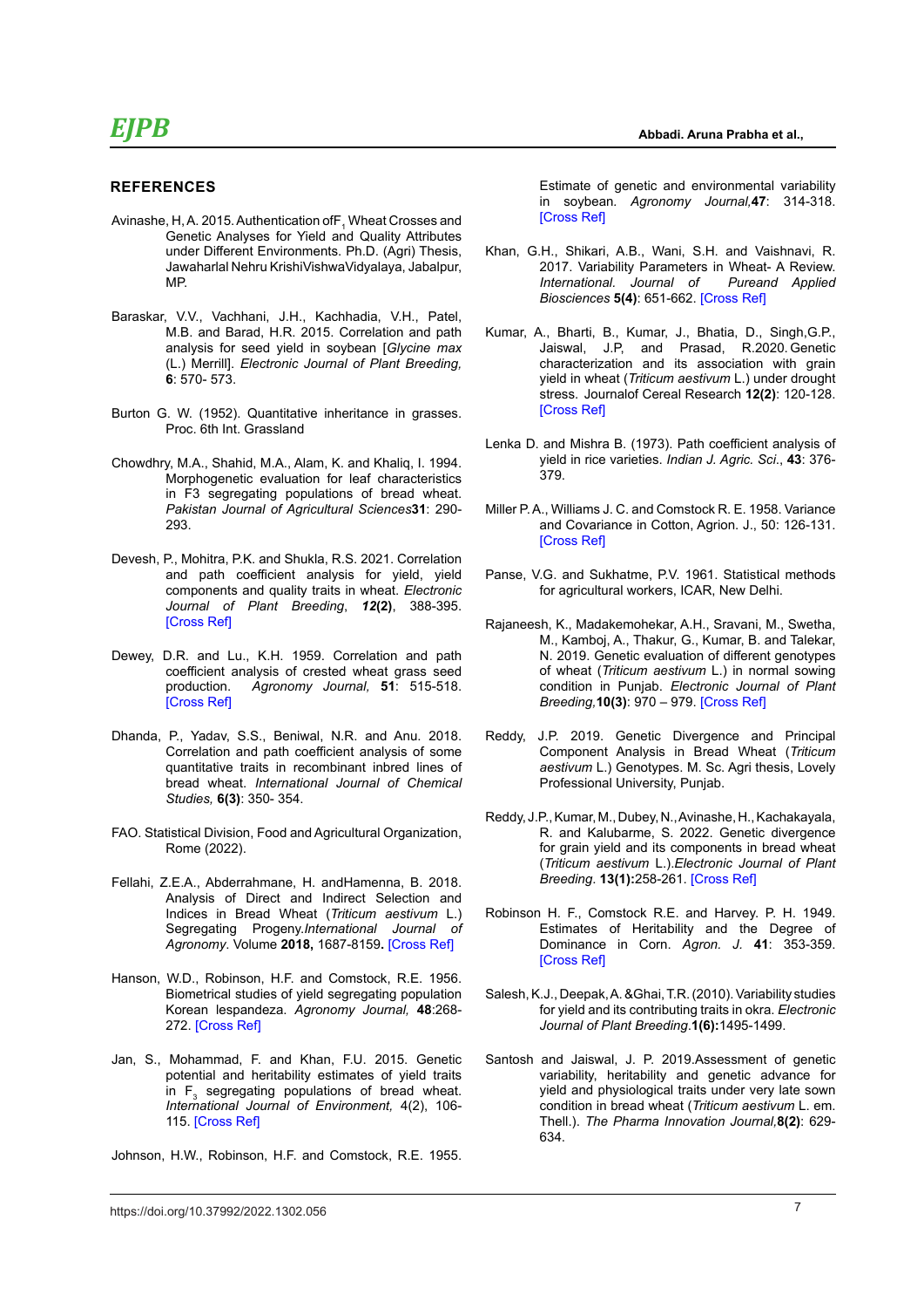## REFERENCES

Avinashe, H, A. 2015. Authentication of$F_1$ Wheat Crosses and Genetic Analyses for Yield and Quality Attributes under Different Environments. Ph.D. (Agri) Thesis, Jawaharlal Nehru KrishiVishwaVidyalaya, Jabalpur, MP.

Baraskar, V.V., Vachhani, J.H., Kachhadia, V.H., Patel, M.B. and Barad, H.R. 2015. Correlation and path analysis for seed yield in soybean [*Glycine max* (L.) Merrill]. *Electronic Journal of Plant Breeding,* **6**: 570- 573.

Burton G. W. (1952). Quantitative inheritance in grasses. Proc. 6th Int. Grassland

Chowdhry, M.A., Shahid, M.A., Alam, K. and Khaliq, I. 1994. Morphogenetic evaluation for leaf characteristics in F3 segregating populations of bread wheat. *Pakistan Journal of Agricultural Sciences***31**: 290-293.

Devesh, P., Mohitra, P.K. and Shukla, R.S. 2021. Correlation and path coefficient analysis for yield, yield components and quality traits in wheat. *Electronic Journal of Plant Breeding*, ***12*(2)**, 388-395. [Cross Ref]

Dewey, D.R. and Lu., K.H. 1959. Correlation and path coefficient analysis of crested wheat grass seed production. *Agronomy Journal,* **51**: 515-518. [Cross Ref]

Dhanda, P., Yadav, S.S., Beniwal, N.R. and Anu. 2018. Correlation and path coefficient analysis of some quantitative traits in recombinant inbred lines of bread wheat. *International Journal of Chemical Studies,* **6(3)**: 350- 354.

FAO. Statistical Division, Food and Agricultural Organization, Rome (2022).

Fellahi, Z.E.A., Abderrahmane, H. andHamenna, B. 2018. Analysis of Direct and Indirect Selection and Indices in Bread Wheat (*Triticum aestivum* L.) Segregating Progeny.*International Journal of Agronomy*. Volume **2018,** 1687-8159**.** [Cross Ref]

Hanson, W.D., Robinson, H.F. and Comstock, R.E. 1956. Biometrical studies of yield segregating population Korean lespandeza. *Agronomy Journal,* **48**:268-272. [Cross Ref]

Jan, S., Mohammad, F. and Khan, F.U. 2015. Genetic potential and heritability estimates of yield traits in $F_3$ segregating populations of bread wheat. *International Journal of Environment,* 4(2), 106-115. [Cross Ref]

Johnson, H.W., Robinson, H.F. and Comstock, R.E. 1955. Estimate of genetic and environmental variability in soybean. *Agronomy Journal,***47**: 314-318. [Cross Ref]

Khan, G.H., Shikari, A.B., Wani, S.H. and Vaishnavi, R. 2017. Variability Parameters in Wheat- A Review. *International. Journal of Pureand Applied Biosciences* **5(4)**: 651-662. [Cross Ref]

Kumar, A., Bharti, B., Kumar, J., Bhatia, D., Singh,G.P., Jaiswal, J.P, and Prasad, R.2020. Genetic characterization and its association with grain yield in wheat (*Triticum aestivum* L.) under drought stress. Journalof Cereal Research **12(2)**: 120-128. [Cross Ref]

Lenka D. and Mishra B. (1973). Path coefficient analysis of yield in rice varieties. *Indian J. Agric. Sci*., **43**: 376-379.

Miller P. A., Williams J. C. and Comstock R. E. 1958. Variance and Covariance in Cotton, Agrion. J., 50: 126-131. [Cross Ref]

Panse, V.G. and Sukhatme, P.V. 1961. Statistical methods for agricultural workers, ICAR, New Delhi.

Rajaneesh, K., Madakemohekar, A.H., Sravani, M., Swetha, M., Kamboj, A., Thakur, G., Kumar, B. and Talekar, N. 2019. Genetic evaluation of different genotypes of wheat (*Triticum aestivum* L.) in normal sowing condition in Punjab. *Electronic Journal of Plant Breeding,***10(3)**: 970 – 979. [Cross Ref]

Reddy, J.P. 2019. Genetic Divergence and Principal Component Analysis in Bread Wheat (*Triticum aestivum* L.) Genotypes. M. Sc. Agri thesis, Lovely Professional University, Punjab.

Reddy, J.P., Kumar, M., Dubey, N., Avinashe, H., Kachakayala, R. and Kalubarme, S. 2022. Genetic divergence for grain yield and its components in bread wheat (*Triticum aestivum* L.).*Electronic Journal of Plant Breeding*. **13(1):**258-261. [Cross Ref]

Robinson H. F., Comstock R.E. and Harvey. P. H. 1949. Estimates of Heritability and the Degree of Dominance in Corn. *Agron. J.* **41**: 353-359. [Cross Ref]

Salesh, K.J., Deepak, A. &Ghai, T.R. (2010). Variability studies for yield and its contributing traits in okra. *Electronic Journal of Plant Breeding*.**1(6):**1495-1499.

Santosh and Jaiswal, J. P. 2019.Assessment of genetic variability, heritability and genetic advance for yield and physiological traits under very late sown condition in bread wheat (*Triticum aestivum* L. em. Thell.). *The Pharma Innovation Journal,***8(2)**: 629-634.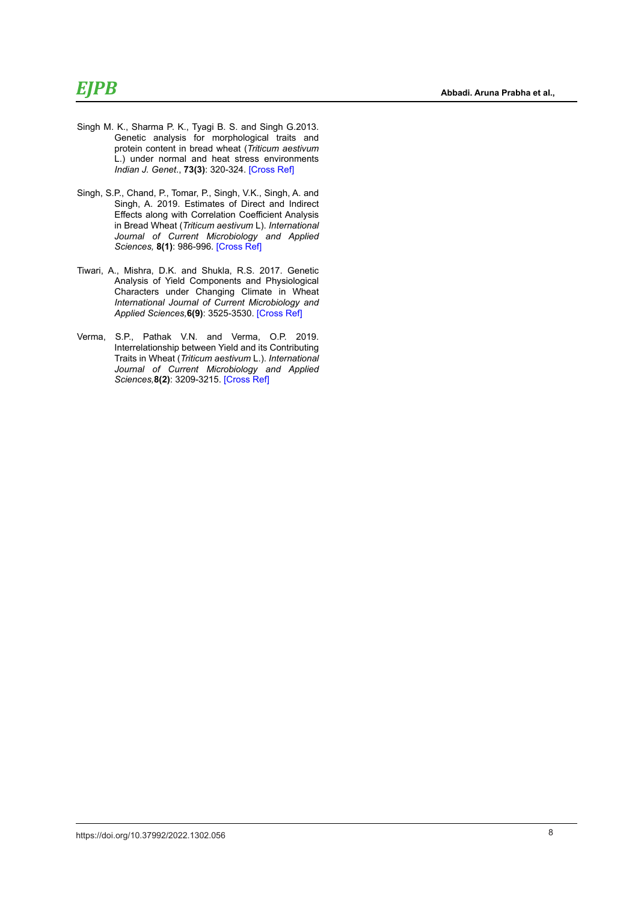Singh M. K., Sharma P. K., Tyagi B. S. and Singh G.2013. Genetic analysis for morphological traits and protein content in bread wheat (*Triticum aestivum* L.) under normal and heat stress environments *Indian J. Genet*., **73(3)**: 320-324. [Cross Ref]

Singh, S.P., Chand, P., Tomar, P., Singh, V.K., Singh, A. and Singh, A. 2019. Estimates of Direct and Indirect Effects along with Correlation Coefficient Analysis in Bread Wheat (*Triticum aestivum* L). *International Journal of Current Microbiology and Applied Sciences,* **8(1)**: 986-996. [Cross Ref]

Tiwari, A., Mishra, D.K. and Shukla, R.S. 2017. Genetic Analysis of Yield Components and Physiological Characters under Changing Climate in Wheat *International Journal of Current Microbiology and Applied Sciences,***6(9)**: 3525-3530. [Cross Ref]

Verma, S.P., Pathak V.N. and Verma, O.P. 2019. Interrelationship between Yield and its Contributing Traits in Wheat (*Triticum aestivum* L.). *International Journal of Current Microbiology and Applied Sciences,***8(2)**: 3209-3215. [Cross Ref]